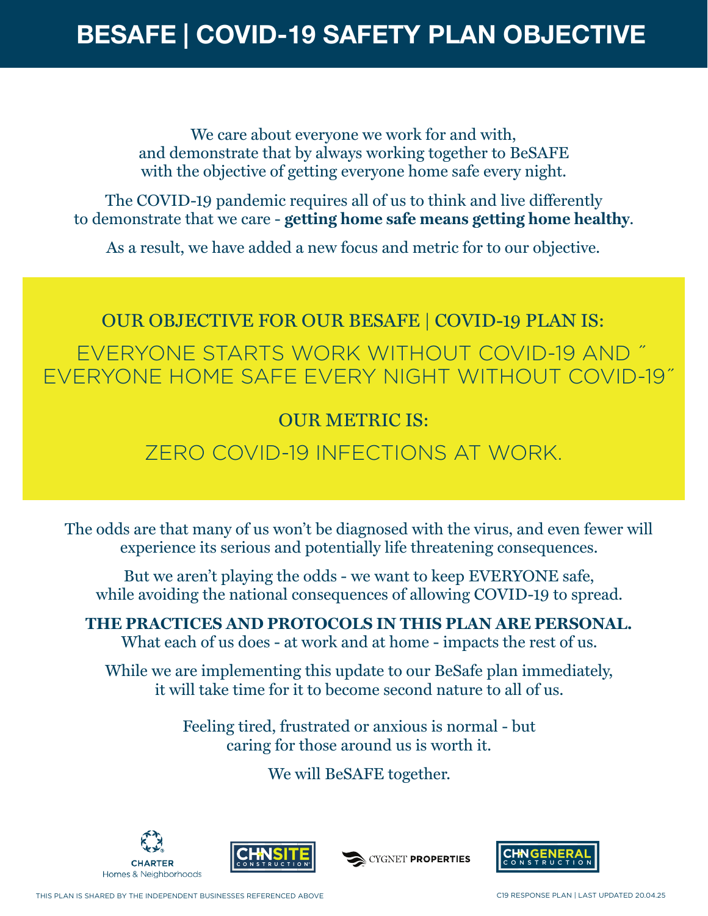# BESAFE | COVID-19 SAFETY PLAN OBJECTIVE

We care about everyone we work for and with, and demonstrate that by always working together to BeSAFE with the objective of getting everyone home safe every night.

The COVID-19 pandemic requires all of us to think and live differently to demonstrate that we care - **getting home safe means getting home healthy**.

As a result, we have added a new focus and metric for to our objective.

## OUR OBJECTIVE FOR OUR BESAFE | COVID-19 PLAN IS:

EVERYONE STARTS WORK WITHOUT COVID-19 AND ˝EVERYONE HOME SAFE EVERY NIGHT WITHOUT COVID-19˝

## OUR METRIC IS:

ZERO COVID-19 INFECTIONS AT WORK.

The odds are that many of us won't be diagnosed with the virus, and even fewer will experience its serious and potentially life threatening consequences.

But we aren't playing the odds - we want to keep EVERYONE safe, while avoiding the national consequences of allowing COVID-19 to spread.

**THE PRACTICES AND PROTOCOLS IN THIS PLAN ARE PERSONAL.**
What each of us does - at work and at home - impacts the rest of us.

While we are implementing this update to our BeSafe plan immediately, it will take time for it to become second nature to all of us.

Feeling tired, frustrated or anxious is normal - but caring for those around us is worth it.

We will BeSAFE together.

CHARTER Homes & Neighborhoods | CHNSITE CONSTRUCTION | CYGNET PROPERTIES | CHNGENERAL CONSTRUCTION

THIS PLAN IS SHARED BY THE INDEPENDENT BUSINESSES REFERENCED ABOVE

C19 RESPONSE PLAN | LAST UPDATED 20.04.25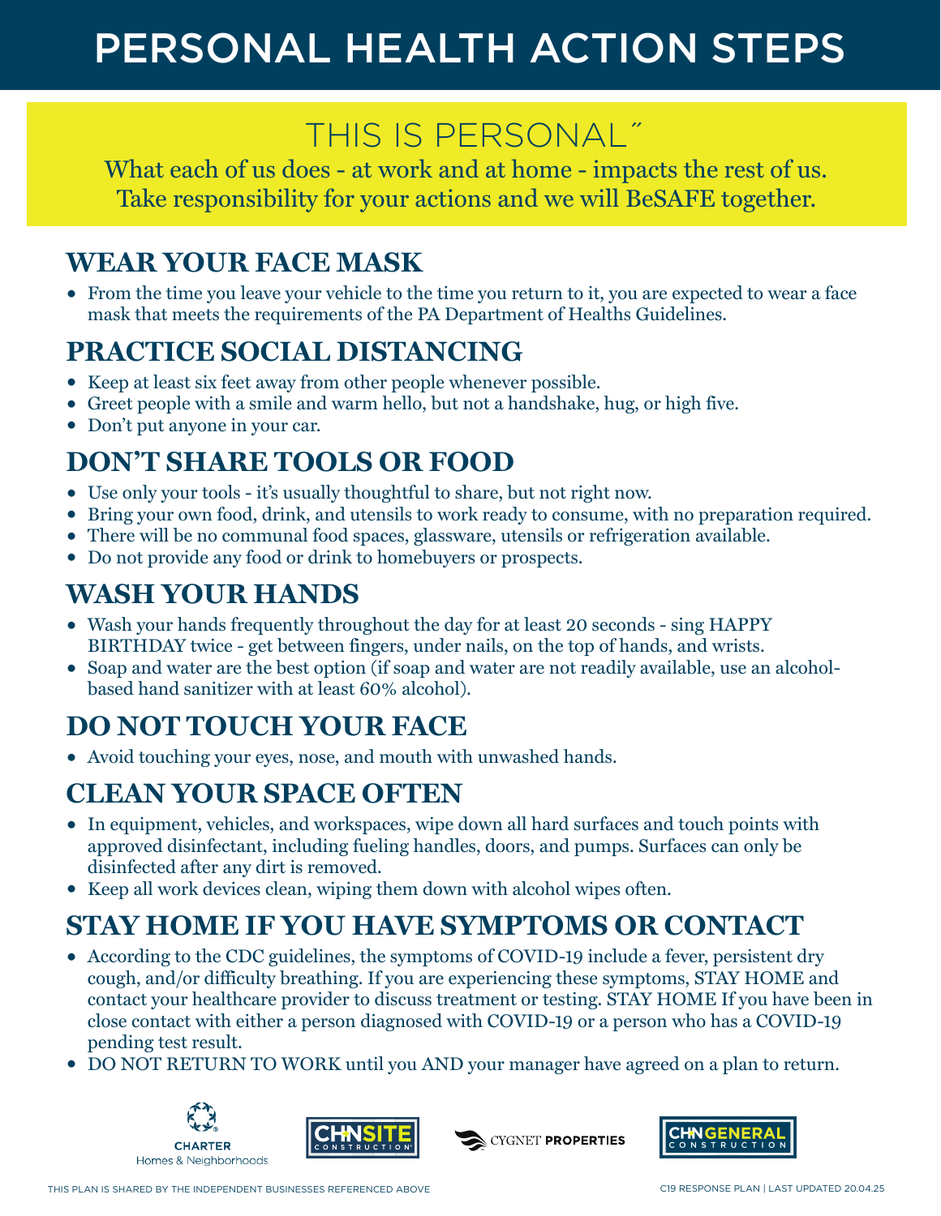# PERSONAL HEALTH ACTION STEPS

## THIS IS PERSONAL˝

What each of us does - at work and at home - impacts the rest of us.
Take responsibility for your actions and we will BeSAFE together.

## WEAR YOUR FACE MASK

- From the time you leave your vehicle to the time you return to it, you are expected to wear a face mask that meets the requirements of the PA Department of Healths Guidelines.

## PRACTICE SOCIAL DISTANCING

- Keep at least six feet away from other people whenever possible.
- Greet people with a smile and warm hello, but not a handshake, hug, or high five.
- Don't put anyone in your car.

## DON'T SHARE TOOLS OR FOOD

- Use only your tools - it's usually thoughtful to share, but not right now.
- Bring your own food, drink, and utensils to work ready to consume, with no preparation required.
- There will be no communal food spaces, glassware, utensils or refrigeration available.
- Do not provide any food or drink to homebuyers or prospects.

## WASH YOUR HANDS

- Wash your hands frequently throughout the day for at least 20 seconds - sing HAPPY BIRTHDAY twice - get between fingers, under nails, on the top of hands, and wrists.
- Soap and water are the best option (if soap and water are not readily available, use an alcohol-based hand sanitizer with at least 60% alcohol).

## DO NOT TOUCH YOUR FACE

- Avoid touching your eyes, nose, and mouth with unwashed hands.

## CLEAN YOUR SPACE OFTEN

- In equipment, vehicles, and workspaces, wipe down all hard surfaces and touch points with approved disinfectant, including fueling handles, doors, and pumps. Surfaces can only be disinfected after any dirt is removed.
- Keep all work devices clean, wiping them down with alcohol wipes often.

## STAY HOME IF YOU HAVE SYMPTOMS OR CONTACT

- According to the CDC guidelines, the symptoms of COVID-19 include a fever, persistent dry cough, and/or difficulty breathing. If you are experiencing these symptoms, STAY HOME and contact your healthcare provider to discuss treatment or testing. STAY HOME If you have been in close contact with either a person diagnosed with COVID-19 or a person who has a COVID-19 pending test result.
- DO NOT RETURN TO WORK until you AND your manager have agreed on a plan to return.

CHARTER Homes & Neighborhoods | CHN SITE CONSTRUCTION | CYGNET PROPERTIES | CHN GENERAL CONSTRUCTION

THIS PLAN IS SHARED BY THE INDEPENDENT BUSINESSES REFERENCED ABOVE

C19 RESPONSE PLAN | LAST UPDATED 20.04.25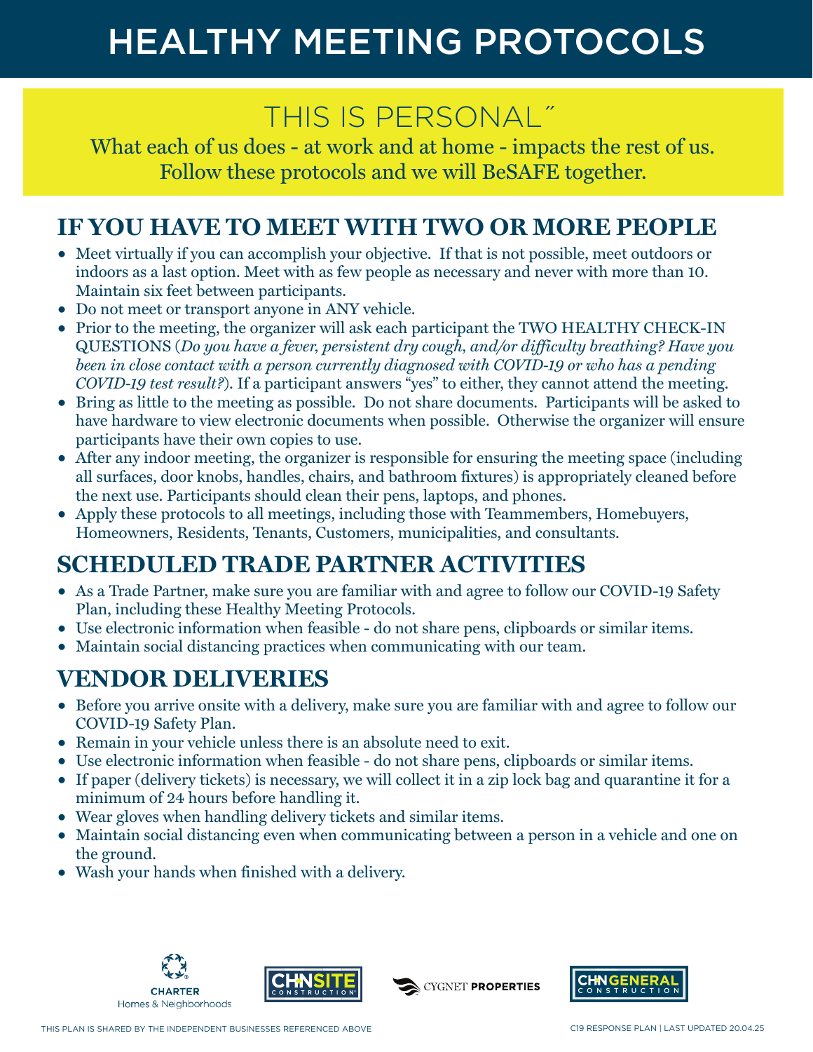# HEALTHY MEETING PROTOCOLS

## THIS IS PERSONAL˝

What each of us does - at work and at home - impacts the rest of us.
Follow these protocols and we will BeSAFE together.

## IF YOU HAVE TO MEET WITH TWO OR MORE PEOPLE

- Meet virtually if you can accomplish your objective. If that is not possible, meet outdoors or indoors as a last option. Meet with as few people as necessary and never with more than 10. Maintain six feet between participants.
- Do not meet or transport anyone in ANY vehicle.
- Prior to the meeting, the organizer will ask each participant the TWO HEALTHY CHECK-IN QUESTIONS (*Do you have a fever, persistent dry cough, and/or difficulty breathing? Have you been in close contact with a person currently diagnosed with COVID-19 or who has a pending COVID-19 test result?*). If a participant answers "yes" to either, they cannot attend the meeting.
- Bring as little to the meeting as possible. Do not share documents. Participants will be asked to have hardware to view electronic documents when possible. Otherwise the organizer will ensure participants have their own copies to use.
- After any indoor meeting, the organizer is responsible for ensuring the meeting space (including all surfaces, door knobs, handles, chairs, and bathroom fixtures) is appropriately cleaned before the next use. Participants should clean their pens, laptops, and phones.
- Apply these protocols to all meetings, including those with Teammembers, Homebuyers, Homeowners, Residents, Tenants, Customers, municipalities, and consultants.

## SCHEDULED TRADE PARTNER ACTIVITIES

- As a Trade Partner, make sure you are familiar with and agree to follow our COVID-19 Safety Plan, including these Healthy Meeting Protocols.
- Use electronic information when feasible - do not share pens, clipboards or similar items.
- Maintain social distancing practices when communicating with our team.

## VENDOR DELIVERIES

- Before you arrive onsite with a delivery, make sure you are familiar with and agree to follow our COVID-19 Safety Plan.
- Remain in your vehicle unless there is an absolute need to exit.
- Use electronic information when feasible - do not share pens, clipboards or similar items.
- If paper (delivery tickets) is necessary, we will collect it in a zip lock bag and quarantine it for a minimum of 24 hours before handling it.
- Wear gloves when handling delivery tickets and similar items.
- Maintain social distancing even when communicating between a person in a vehicle and one on the ground.
- Wash your hands when finished with a delivery.

CHARTER Homes & Neighborhoods | CHNSITE CONSTRUCTION | CYGNET PROPERTIES | CHNGENERAL CONSTRUCTION

THIS PLAN IS SHARED BY THE INDEPENDENT BUSINESSES REFERENCED ABOVE

C19 RESPONSE PLAN | LAST UPDATED 20.04.25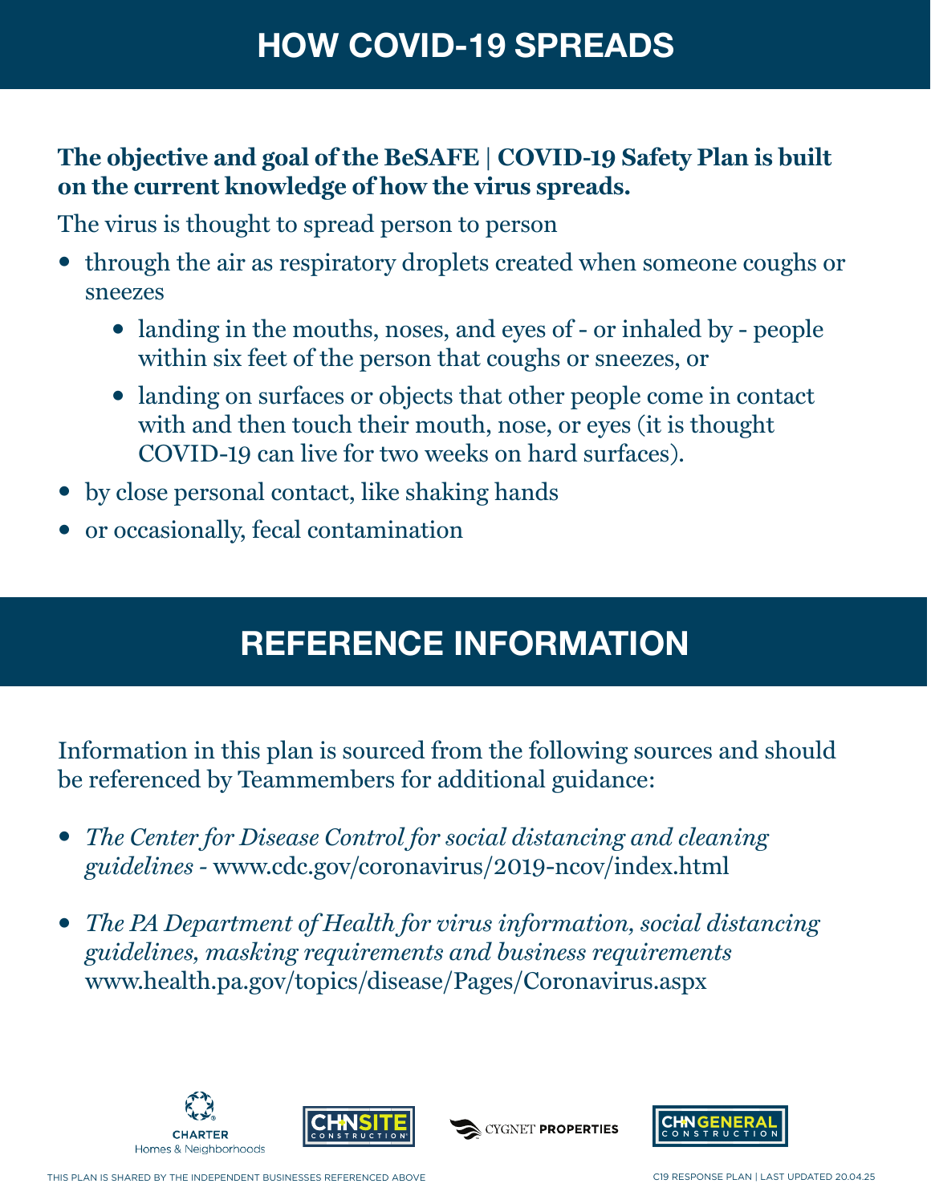# HOW COVID-19 SPREADS

**The objective and goal of the BeSAFE | COVID-19 Safety Plan is built on the current knowledge of how the virus spreads.**

The virus is thought to spread person to person

- through the air as respiratory droplets created when someone coughs or sneezes
  - landing in the mouths, noses, and eyes of - or inhaled by - people within six feet of the person that coughs or sneezes, or
  - landing on surfaces or objects that other people come in contact with and then touch their mouth, nose, or eyes (it is thought COVID-19 can live for two weeks on hard surfaces).
- by close personal contact, like shaking hands
- or occasionally, fecal contamination

# REFERENCE INFORMATION

Information in this plan is sourced from the following sources and should be referenced by Teammembers for additional guidance:

- *The Center for Disease Control for social distancing and cleaning guidelines* - www.cdc.gov/coronavirus/2019-ncov/index.html
- *The PA Department of Health for virus information, social distancing guidelines, masking requirements and business requirements* www.health.pa.gov/topics/disease/Pages/Coronavirus.aspx

CHARTER Homes & Neighborhoods | CHN SITE CONSTRUCTION | CYGNET PROPERTIES | CHN GENERAL CONSTRUCTION

THIS PLAN IS SHARED BY THE INDEPENDENT BUSINESSES REFERENCED ABOVE

C19 RESPONSE PLAN | LAST UPDATED 20.04.25